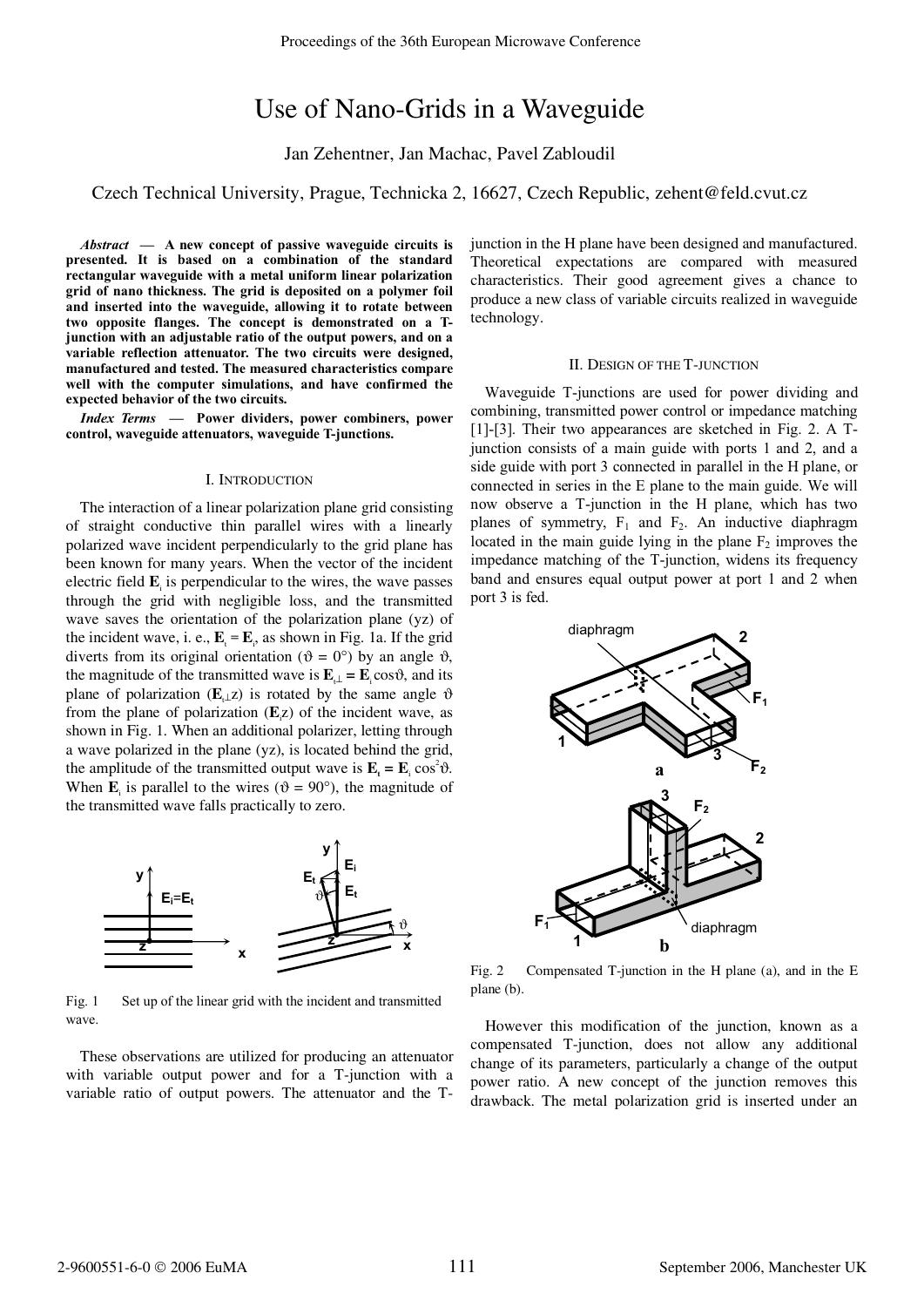# Use of Nano-Grids in a Waveguide

Jan Zehentner, Jan Machac, Pavel Zabloudil

Czech Technical University, Prague, Technicka 2, 16627, Czech Republic, zehent@feld.cvut.cz

***Abstract* — A new concept of passive waveguide circuits is presented. It is based on a combination of the standard rectangular waveguide with a metal uniform linear polarization grid of nano thickness. The grid is deposited on a polymer foil and inserted into the waveguide, allowing it to rotate between two opposite flanges. The concept is demonstrated on a T-junction with an adjustable ratio of the output powers, and on a variable reflection attenuator. The two circuits were designed, manufactured and tested. The measured characteristics compare well with the computer simulations, and have confirmed the expected behavior of the two circuits.**

***Index Terms* — Power dividers, power combiners, power control, waveguide attenuators, waveguide T-junctions.**

## I. Introduction

The interaction of a linear polarization plane grid consisting of straight conductive thin parallel wires with a linearly polarized wave incident perpendicularly to the grid plane has been known for many years. When the vector of the incident electric field $\mathbf{E}_i$ is perpendicular to the wires, the wave passes through the grid with negligible loss, and the transmitted wave saves the orientation of the polarization plane (yz) of the incident wave, i. e., $\mathbf{E}_t = \mathbf{E}_i$, as shown in Fig. 1a. If the grid diverts from its original orientation ($\vartheta = 0°$) by an angle $\vartheta$, the magnitude of the transmitted wave is $\mathbf{E}_{t\perp} = \mathbf{E}_i \cos\vartheta$, and its plane of polarization ($\mathbf{E}_{t\perp}$z) is rotated by the same angle $\vartheta$ from the plane of polarization ($\mathbf{E}_i$z) of the incident wave, as shown in Fig. 1. When an additional polarizer, letting through a wave polarized in the plane (yz), is located behind the grid, the amplitude of the transmitted output wave is $\mathbf{E}_t = \mathbf{E}_i \cos^2\vartheta$. When $\mathbf{E}_i$ is parallel to the wires ($\vartheta = 90°$), the magnitude of the transmitted wave falls practically to zero.

Fig. 1 Set up of the linear grid with the incident and transmitted wave.

These observations are utilized for producing an attenuator with variable output power and for a T-junction with a variable ratio of output powers. The attenuator and the T-junction in the H plane have been designed and manufactured. Theoretical expectations are compared with measured characteristics. Their good agreement gives a chance to produce a new class of variable circuits realized in waveguide technology.

## II. Design of the T-junction

Waveguide T-junctions are used for power dividing and combining, transmitted power control or impedance matching [1]-[3]. Their two appearances are sketched in Fig. 2. A T-junction consists of a main guide with ports 1 and 2, and a side guide with port 3 connected in parallel in the H plane, or connected in series in the E plane to the main guide. We will now observe a T-junction in the H plane, which has two planes of symmetry, $F_1$ and $F_2$. An inductive diaphragm located in the main guide lying in the plane $F_2$ improves the impedance matching of the T-junction, widens its frequency band and ensures equal output power at port 1 and 2 when port 3 is fed.

Fig. 2 Compensated T-junction in the H plane (a), and in the E plane (b).

However this modification of the junction, known as a compensated T-junction, does not allow any additional change of its parameters, particularly a change of the output power ratio. A new concept of the junction removes this drawback. The metal polarization grid is inserted under an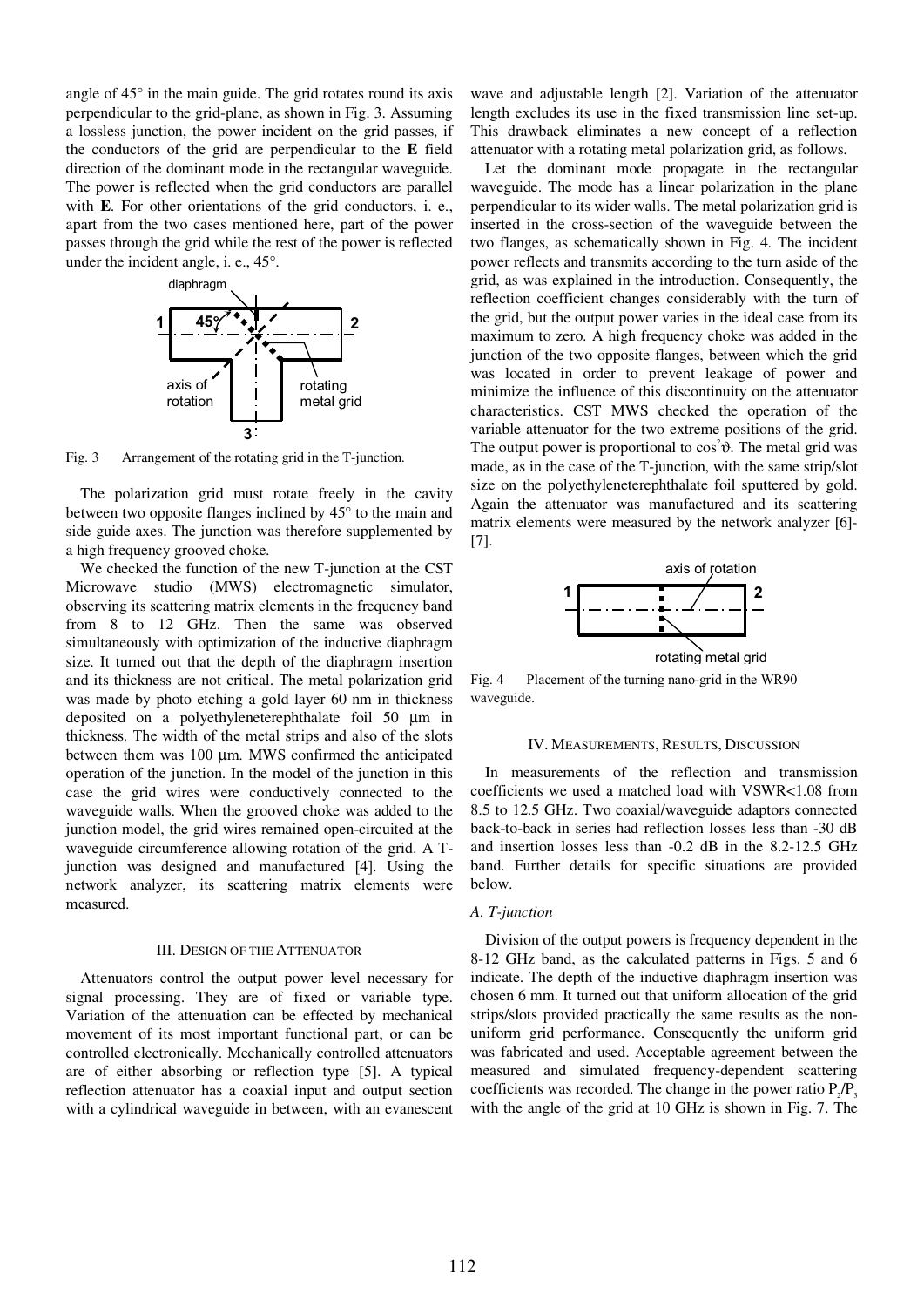angle of 45° in the main guide. The grid rotates round its axis perpendicular to the grid-plane, as shown in Fig. 3. Assuming a lossless junction, the power incident on the grid passes, if the conductors of the grid are perpendicular to the **E** field direction of the dominant mode in the rectangular waveguide. The power is reflected when the grid conductors are parallel with **E**. For other orientations of the grid conductors, i. e., apart from the two cases mentioned here, part of the power passes through the grid while the rest of the power is reflected under the incident angle, i. e., 45°.

Fig. 3 Arrangement of the rotating grid in the T-junction.

The polarization grid must rotate freely in the cavity between two opposite flanges inclined by 45° to the main and side guide axes. The junction was therefore supplemented by a high frequency grooved choke.

We checked the function of the new T-junction at the CST Microwave studio (MWS) electromagnetic simulator, observing its scattering matrix elements in the frequency band from 8 to 12 GHz. Then the same was observed simultaneously with optimization of the inductive diaphragm size. It turned out that the depth of the diaphragm insertion and its thickness are not critical. The metal polarization grid was made by photo etching a gold layer 60 nm in thickness deposited on a polyethyleneterephthalate foil 50 µm in thickness. The width of the metal strips and also of the slots between them was 100 µm. MWS confirmed the anticipated operation of the junction. In the model of the junction in this case the grid wires were conductively connected to the waveguide walls. When the grooved choke was added to the junction model, the grid wires remained open-circuited at the waveguide circumference allowing rotation of the grid. A T-junction was designed and manufactured [4]. Using the network analyzer, its scattering matrix elements were measured.

## III. Design of the Attenuator

Attenuators control the output power level necessary for signal processing. They are of fixed or variable type. Variation of the attenuation can be effected by mechanical movement of its most important functional part, or can be controlled electronically. Mechanically controlled attenuators are of either absorbing or reflection type [5]. A typical reflection attenuator has a coaxial input and output section with a cylindrical waveguide in between, with an evanescent wave and adjustable length [2]. Variation of the attenuator length excludes its use in the fixed transmission line set-up. This drawback eliminates a new concept of a reflection attenuator with a rotating metal polarization grid, as follows.

Let the dominant mode propagate in the rectangular waveguide. The mode has a linear polarization in the plane perpendicular to its wider walls. The metal polarization grid is inserted in the cross-section of the waveguide between the two flanges, as schematically shown in Fig. 4. The incident power reflects and transmits according to the turn aside of the grid, as was explained in the introduction. Consequently, the reflection coefficient changes considerably with the turn of the grid, but the output power varies in the ideal case from its maximum to zero. A high frequency choke was added in the junction of the two opposite flanges, between which the grid was located in order to prevent leakage of power and minimize the influence of this discontinuity on the attenuator characteristics. CST MWS checked the operation of the variable attenuator for the two extreme positions of the grid. The output power is proportional to $\cos^2\vartheta$. The metal grid was made, as in the case of the T-junction, with the same strip/slot size on the polyethyleneterephthalate foil sputtered by gold. Again the attenuator was manufactured and its scattering matrix elements were measured by the network analyzer [6]-[7].

Fig. 4 Placement of the turning nano-grid in the WR90 waveguide.

## IV. Measurements, Results, Discussion

In measurements of the reflection and transmission coefficients we used a matched load with VSWR<1.08 from 8.5 to 12.5 GHz. Two coaxial/waveguide adaptors connected back-to-back in series had reflection losses less than -30 dB and insertion losses less than -0.2 dB in the 8.2-12.5 GHz band. Further details for specific situations are provided below.

### *A. T-junction*

Division of the output powers is frequency dependent in the 8-12 GHz band, as the calculated patterns in Figs. 5 and 6 indicate. The depth of the inductive diaphragm insertion was chosen 6 mm. It turned out that uniform allocation of the grid strips/slots provided practically the same results as the non-uniform grid performance. Consequently the uniform grid was fabricated and used. Acceptable agreement between the measured and simulated frequency-dependent scattering coefficients was recorded. The change in the power ratio $P_2/P_3$ with the angle of the grid at 10 GHz is shown in Fig. 7. The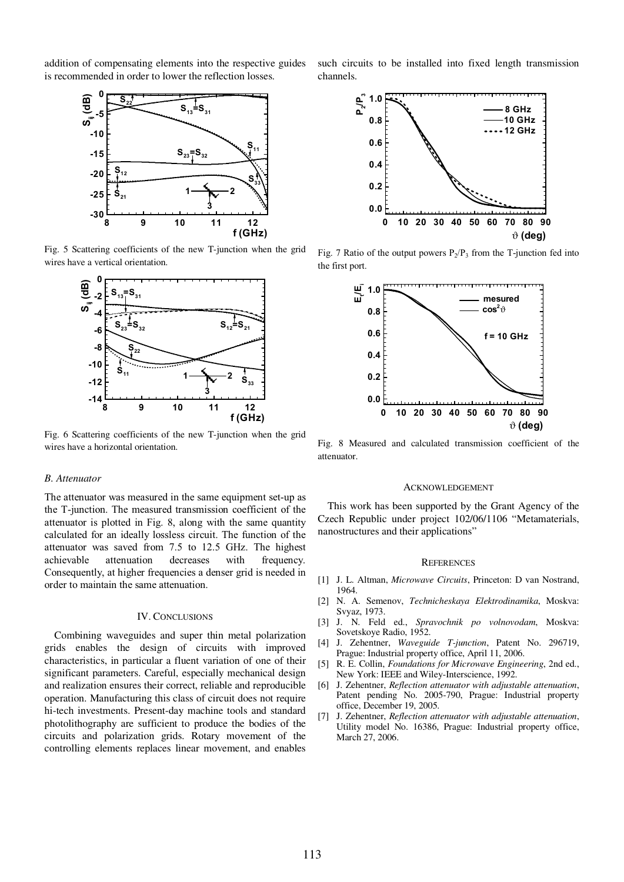addition of compensating elements into the respective guides is recommended in order to lower the reflection losses.

0
-5
-10
-15
-20
-25
-30
$S_{ij}$ (dB)
8 9 10 11 12
f (GHz)
$S_{22}$
$S_{13}=S_{31}$
$S_{11}$
$S_{23}=S_{32}$
$S_{12}$
$S_{33}$
$S_{21}$
1 2 3

Fig. 5 Scattering coefficients of the new T-junction when the grid wires have a vertical orientation.

0
-2
-4
-6
-8
-10
-12
-14
$S_{ij}$ (dB)
8 9 10 11 12
f (GHz)
$S_{13}=S_{31}$
$S_{23}=S_{32}$
$S_{12}=S_{21}$
$S_{22}$
$S_{11}$
$S_{33}$
1 2 3

Fig. 6 Scattering coefficients of the new T-junction when the grid wires have a horizontal orientation.

### *B. Attenuator*

The attenuator was measured in the same equipment set-up as the T-junction. The measured transmission coefficient of the attenuator is plotted in Fig. 8, along with the same quantity calculated for an ideally lossless circuit. The function of the attenuator was saved from 7.5 to 12.5 GHz. The highest achievable attenuation decreases with frequency. Consequently, at higher frequencies a denser grid is needed in order to maintain the same attenuation.

## IV. Conclusions

Combining waveguides and super thin metal polarization grids enables the design of circuits with improved characteristics, in particular a fluent variation of one of their significant parameters. Careful, especially mechanical design and realization ensures their correct, reliable and reproducible operation. Manufacturing this class of circuit does not require hi-tech investments. Present-day machine tools and standard photolithography are sufficient to produce the bodies of the circuits and polarization grids. Rotary movement of the controlling elements replaces linear movement, and enables such circuits to be installed into fixed length transmission channels.

$P_2/P_3$
1.0
0.8
0.6
0.4
0.2
0.0
0 10 20 30 40 50 60 70 80 90
$\vartheta$ (deg)
8 GHz
10 GHz
12 GHz

Fig. 7 Ratio of the output powers $P_2/P_3$ from the T-junction fed into the first port.

$E_t/E_i$
1.0
0.8
0.6
0.4
0.2
0.0
0 10 20 30 40 50 60 70 80 90
$\vartheta$ (deg)
mesured
$\cos^2\vartheta$
f = 10 GHz

Fig. 8 Measured and calculated transmission coefficient of the attenuator.

## Acknowledgement

This work has been supported by the Grant Agency of the Czech Republic under project 102/06/1106 "Metamaterials, nanostructures and their applications"

## References

[1] J. L. Altman, *Microwave Circuits*, Princeton: D van Nostrand, 1964.

[2] N. A. Semenov, *Technicheskaya Elektrodinamika*, Moskva: Svyaz, 1973.

[3] J. N. Feld ed., *Spravochnik po volnovodam*, Moskva: Sovetskoye Radio, 1952.

[4] J. Zehentner, *Waveguide T-junction*, Patent No. 296719, Prague: Industrial property office, April 11, 2006.

[5] R. E. Collin, *Foundations for Microwave Engineering*, 2nd ed., New York: IEEE and Wiley-Interscience, 1992.

[6] J. Zehentner, *Reflection attenuator with adjustable attenuation*, Patent pending No. 2005-790, Prague: Industrial property office, December 19, 2005.

[7] J. Zehentner, *Reflection attenuator with adjustable attenuation*, Utility model No. 16386, Prague: Industrial property office, March 27, 2006.